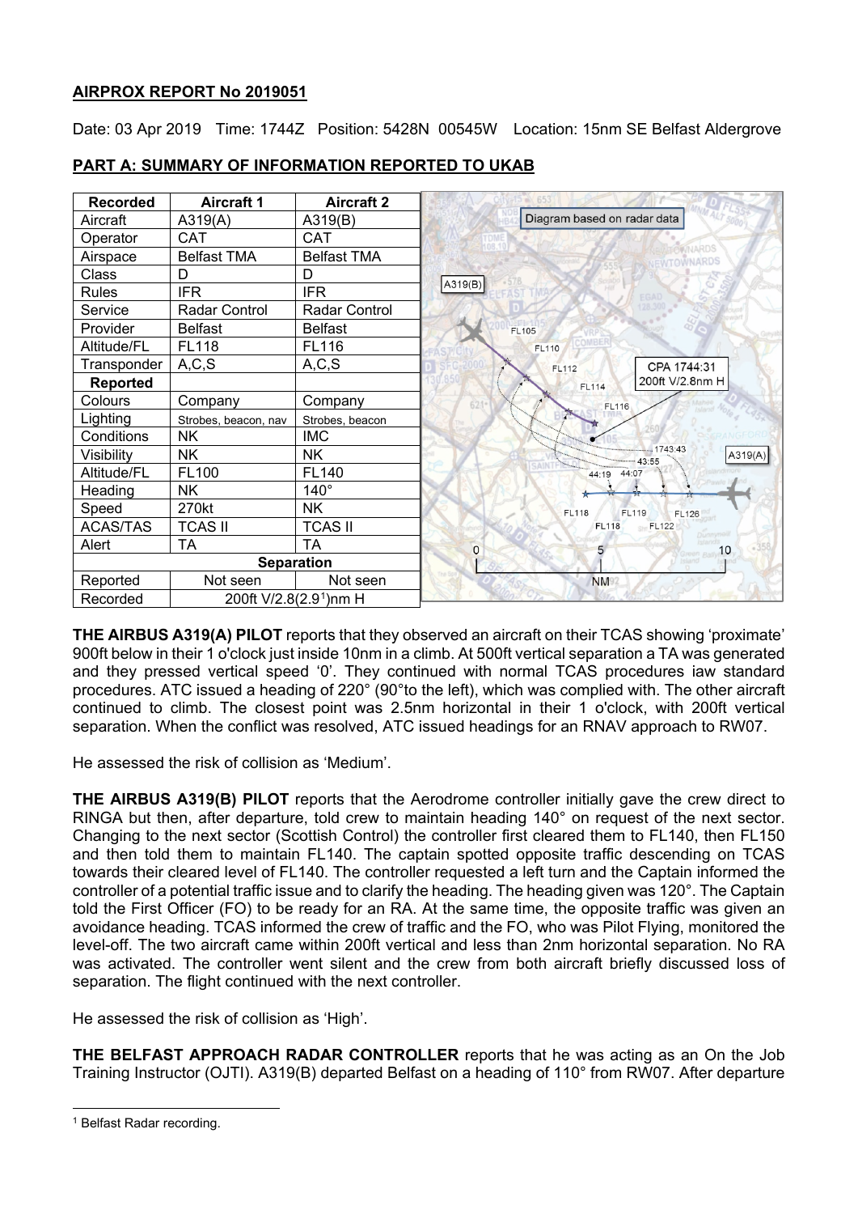## AIRPROX REPORT No 2019051

Date: 03 Apr 2019 Time: 1744Z Position: 5428N 00545W Location: 15nm SE Belfast Aldergrove

## PART A: SUMMARY OF INFORMATION REPORTED TO UKAB

| Recorded | Aircraft 1 | Aircraft 2 |
|---|---|---|
| Aircraft | A319(A) | A319(B) |
| Operator | CAT | CAT |
| Airspace | Belfast TMA | Belfast TMA |
| Class | D | D |
| Rules | IFR | IFR |
| Service | Radar Control | Radar Control |
| Provider | Belfast | Belfast |
| Altitude/FL | FL118 | FL116 |
| Transponder | A,C,S | A,C,S |
| **Reported** | | |
| Colours | Company | Company |
| Lighting | Strobes, beacon, nav | Strobes, beacon |
| Conditions | NK | IMC |
| Visibility | NK | NK |
| Altitude/FL | FL100 | FL140 |
| Heading | NK | 140° |
| Speed | 270kt | NK |
| ACAS/TAS | TCAS II | TCAS II |
| Alert | TA | TA |
| **Separation** | | |
| Reported | Not seen | Not seen |
| Recorded | 200ft V/2.8(2.9[1])nm H | |

Diagram based on radar data

**THE AIRBUS A319(A) PILOT** reports that they observed an aircraft on their TCAS showing 'proximate' 900ft below in their 1 o'clock just inside 10nm in a climb. At 500ft vertical separation a TA was generated and they pressed vertical speed '0'. They continued with normal TCAS procedures iaw standard procedures. ATC issued a heading of 220° (90°to the left), which was complied with. The other aircraft continued to climb. The closest point was 2.5nm horizontal in their 1 o'clock, with 200ft vertical separation. When the conflict was resolved, ATC issued headings for an RNAV approach to RW07.

He assessed the risk of collision as 'Medium'.

**THE AIRBUS A319(B) PILOT** reports that the Aerodrome controller initially gave the crew direct to RINGA but then, after departure, told crew to maintain heading 140° on request of the next sector. Changing to the next sector (Scottish Control) the controller first cleared them to FL140, then FL150 and then told them to maintain FL140. The captain spotted opposite traffic descending on TCAS towards their cleared level of FL140. The controller requested a left turn and the Captain informed the controller of a potential traffic issue and to clarify the heading. The heading given was 120°. The Captain told the First Officer (FO) to be ready for an RA. At the same time, the opposite traffic was given an avoidance heading. TCAS informed the crew of traffic and the FO, who was Pilot Flying, monitored the level-off. The two aircraft came within 200ft vertical and less than 2nm horizontal separation. No RA was activated. The controller went silent and the crew from both aircraft briefly discussed loss of separation. The flight continued with the next controller.

He assessed the risk of collision as 'High'.

**THE BELFAST APPROACH RADAR CONTROLLER** reports that he was acting as an On the Job Training Instructor (OJTI). A319(B) departed Belfast on a heading of 110° from RW07. After departure

[1] Belfast Radar recording.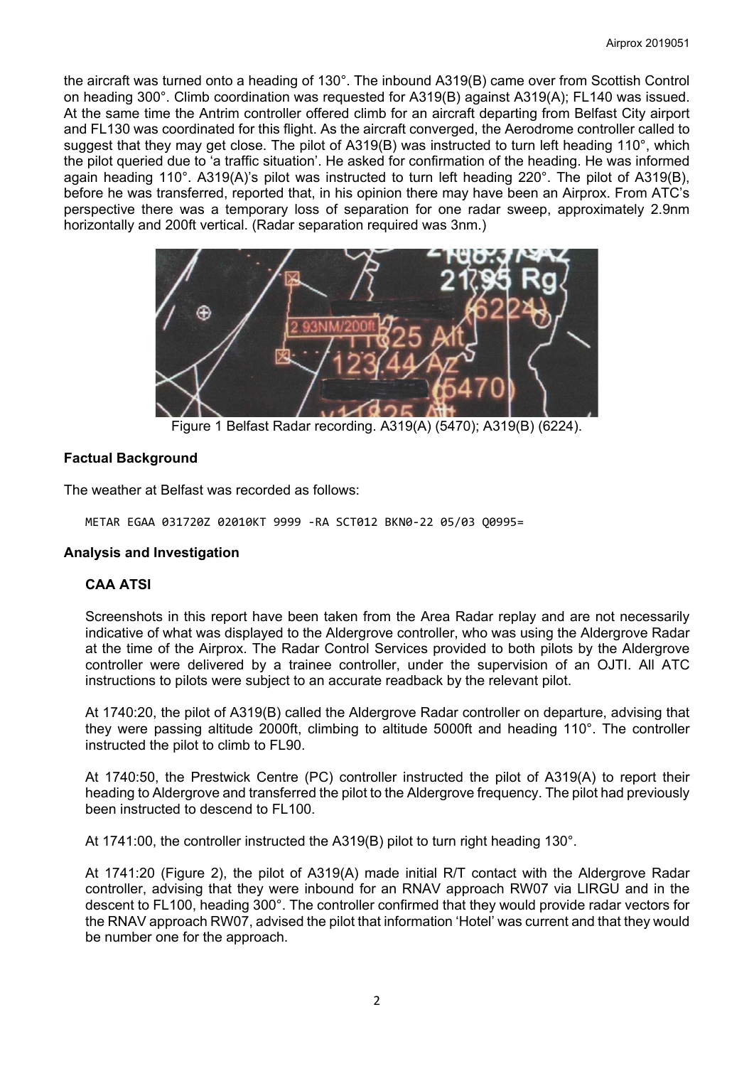the aircraft was turned onto a heading of 130°. The inbound A319(B) came over from Scottish Control on heading 300°. Climb coordination was requested for A319(B) against A319(A); FL140 was issued. At the same time the Antrim controller offered climb for an aircraft departing from Belfast City airport and FL130 was coordinated for this flight. As the aircraft converged, the Aerodrome controller called to suggest that they may get close. The pilot of A319(B) was instructed to turn left heading 110°, which the pilot queried due to 'a traffic situation'. He asked for confirmation of the heading. He was informed again heading 110°. A319(A)'s pilot was instructed to turn left heading 220°. The pilot of A319(B), before he was transferred, reported that, in his opinion there may have been an Airprox. From ATC's perspective there was a temporary loss of separation for one radar sweep, approximately 2.9nm horizontally and 200ft vertical. (Radar separation required was 3nm.)

Figure 1 Belfast Radar recording. A319(A) (5470); A319(B) (6224).

## Factual Background

The weather at Belfast was recorded as follows:

```
METAR EGAA 031720Z 02010KT 9999 -RA SCT012 BKN0-22 05/03 Q0995=
```

## Analysis and Investigation

### CAA ATSI

Screenshots in this report have been taken from the Area Radar replay and are not necessarily indicative of what was displayed to the Aldergrove controller, who was using the Aldergrove Radar at the time of the Airprox. The Radar Control Services provided to both pilots by the Aldergrove controller were delivered by a trainee controller, under the supervision of an OJTI. All ATC instructions to pilots were subject to an accurate readback by the relevant pilot.

At 1740:20, the pilot of A319(B) called the Aldergrove Radar controller on departure, advising that they were passing altitude 2000ft, climbing to altitude 5000ft and heading 110°. The controller instructed the pilot to climb to FL90.

At 1740:50, the Prestwick Centre (PC) controller instructed the pilot of A319(A) to report their heading to Aldergrove and transferred the pilot to the Aldergrove frequency. The pilot had previously been instructed to descend to FL100.

At 1741:00, the controller instructed the A319(B) pilot to turn right heading 130°.

At 1741:20 (Figure 2), the pilot of A319(A) made initial R/T contact with the Aldergrove Radar controller, advising that they were inbound for an RNAV approach RW07 via LIRGU and in the descent to FL100, heading 300°. The controller confirmed that they would provide radar vectors for the RNAV approach RW07, advised the pilot that information 'Hotel' was current and that they would be number one for the approach.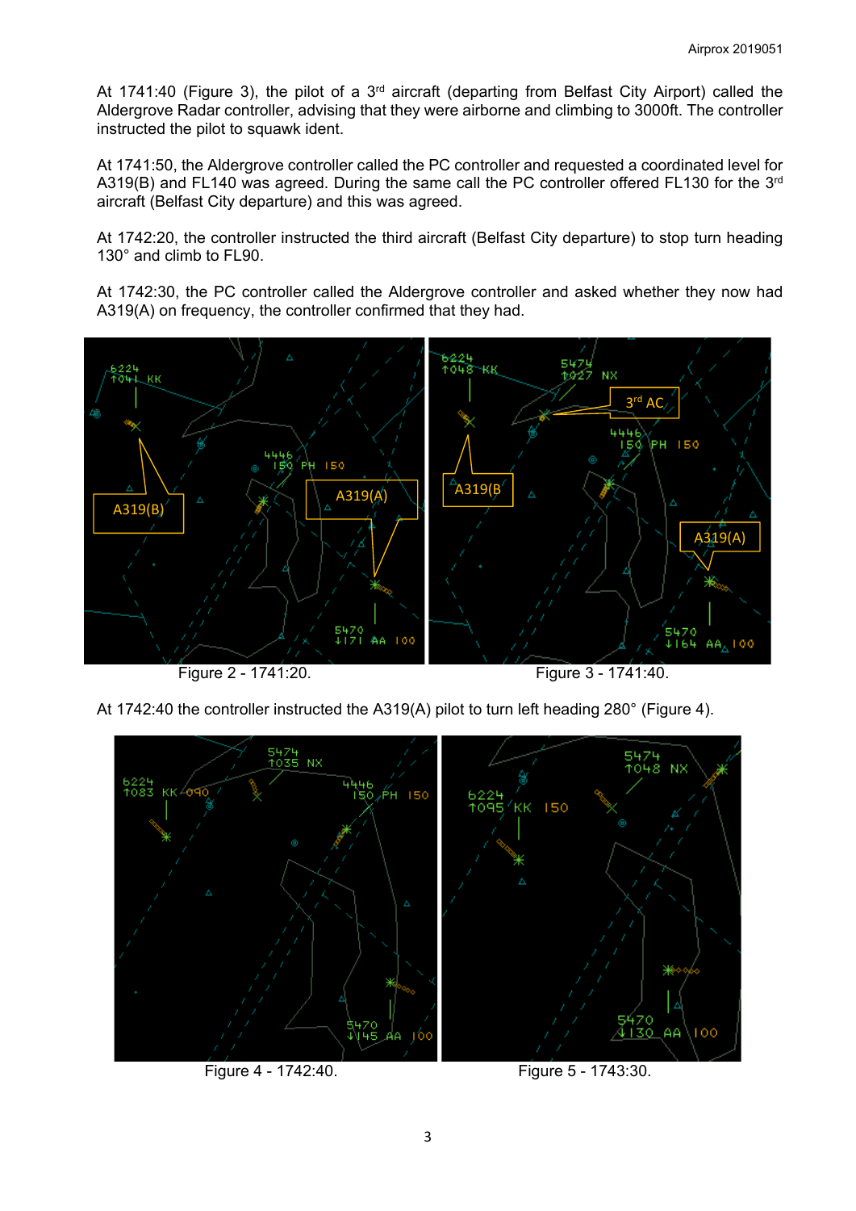At 1741:40 (Figure 3), the pilot of a 3rd aircraft (departing from Belfast City Airport) called the Aldergrove Radar controller, advising that they were airborne and climbing to 3000ft. The controller instructed the pilot to squawk ident.

At 1741:50, the Aldergrove controller called the PC controller and requested a coordinated level for A319(B) and FL140 was agreed. During the same call the PC controller offered FL130 for the 3rd aircraft (Belfast City departure) and this was agreed.

At 1742:20, the controller instructed the third aircraft (Belfast City departure) to stop turn heading 130° and climb to FL90.

At 1742:30, the PC controller called the Aldergrove controller and asked whether they now had A319(A) on frequency, the controller confirmed that they had.

Figure 2 - 1741:20.

Figure 3 - 1741:40.

At 1742:40 the controller instructed the A319(A) pilot to turn left heading 280° (Figure 4).

Figure 4 - 1742:40.

Figure 5 - 1743:30.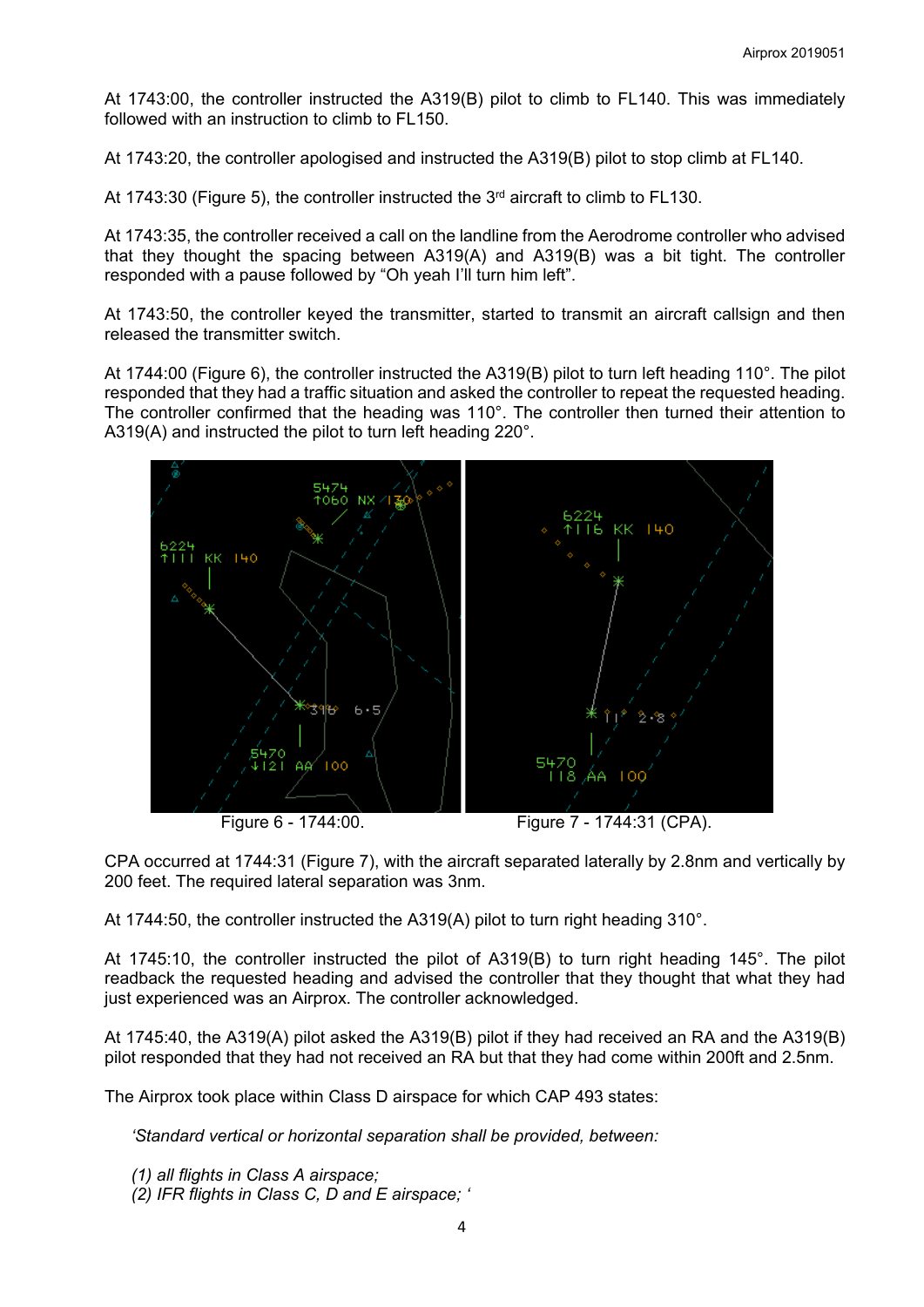At 1743:00, the controller instructed the A319(B) pilot to climb to FL140. This was immediately followed with an instruction to climb to FL150.

At 1743:20, the controller apologised and instructed the A319(B) pilot to stop climb at FL140.

At 1743:30 (Figure 5), the controller instructed the 3rd aircraft to climb to FL130.

At 1743:35, the controller received a call on the landline from the Aerodrome controller who advised that they thought the spacing between A319(A) and A319(B) was a bit tight. The controller responded with a pause followed by "Oh yeah I'll turn him left".

At 1743:50, the controller keyed the transmitter, started to transmit an aircraft callsign and then released the transmitter switch.

At 1744:00 (Figure 6), the controller instructed the A319(B) pilot to turn left heading 110°. The pilot responded that they had a traffic situation and asked the controller to repeat the requested heading. The controller confirmed that the heading was 110°. The controller then turned their attention to A319(A) and instructed the pilot to turn left heading 220°.

Figure 6 - 1744:00.

Figure 7 - 1744:31 (CPA).

CPA occurred at 1744:31 (Figure 7), with the aircraft separated laterally by 2.8nm and vertically by 200 feet. The required lateral separation was 3nm.

At 1744:50, the controller instructed the A319(A) pilot to turn right heading 310°.

At 1745:10, the controller instructed the pilot of A319(B) to turn right heading 145°. The pilot readback the requested heading and advised the controller that they thought that what they had just experienced was an Airprox. The controller acknowledged.

At 1745:40, the A319(A) pilot asked the A319(B) pilot if they had received an RA and the A319(B) pilot responded that they had not received an RA but that they had come within 200ft and 2.5nm.

The Airprox took place within Class D airspace for which CAP 493 states:

> *'Standard vertical or horizontal separation shall be provided, between:*
>
> *(1) all flights in Class A airspace;*
> *(2) IFR flights in Class C, D and E airspace; '*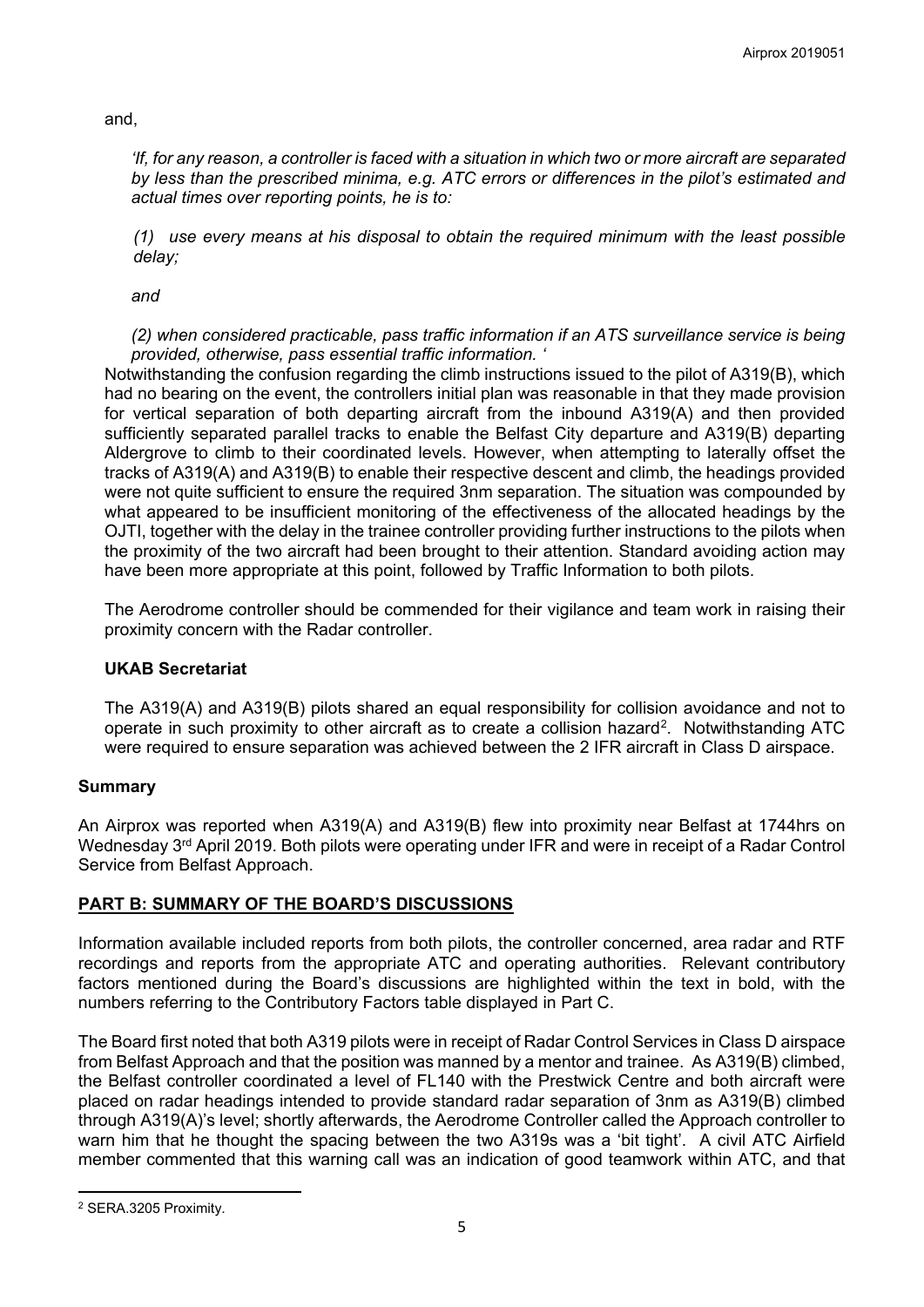and,

*'If, for any reason, a controller is faced with a situation in which two or more aircraft are separated by less than the prescribed minima, e.g. ATC errors or differences in the pilot's estimated and actual times over reporting points, he is to:*

*(1) use every means at his disposal to obtain the required minimum with the least possible delay;*

*and*

*(2) when considered practicable, pass traffic information if an ATS surveillance service is being provided, otherwise, pass essential traffic information. '*

Notwithstanding the confusion regarding the climb instructions issued to the pilot of A319(B), which had no bearing on the event, the controllers initial plan was reasonable in that they made provision for vertical separation of both departing aircraft from the inbound A319(A) and then provided sufficiently separated parallel tracks to enable the Belfast City departure and A319(B) departing Aldergrove to climb to their coordinated levels. However, when attempting to laterally offset the tracks of A319(A) and A319(B) to enable their respective descent and climb, the headings provided were not quite sufficient to ensure the required 3nm separation. The situation was compounded by what appeared to be insufficient monitoring of the effectiveness of the allocated headings by the OJTI, together with the delay in the trainee controller providing further instructions to the pilots when the proximity of the two aircraft had been brought to their attention. Standard avoiding action may have been more appropriate at this point, followed by Traffic Information to both pilots.

The Aerodrome controller should be commended for their vigilance and team work in raising their proximity concern with the Radar controller.

### UKAB Secretariat

The A319(A) and A319(B) pilots shared an equal responsibility for collision avoidance and not to operate in such proximity to other aircraft as to create a collision hazard[2]. Notwithstanding ATC were required to ensure separation was achieved between the 2 IFR aircraft in Class D airspace.

## Summary

An Airprox was reported when A319(A) and A319(B) flew into proximity near Belfast at 1744hrs on Wednesday 3rd April 2019. Both pilots were operating under IFR and were in receipt of a Radar Control Service from Belfast Approach.

## PART B: SUMMARY OF THE BOARD'S DISCUSSIONS

Information available included reports from both pilots, the controller concerned, area radar and RTF recordings and reports from the appropriate ATC and operating authorities. Relevant contributory factors mentioned during the Board's discussions are highlighted within the text in bold, with the numbers referring to the Contributory Factors table displayed in Part C.

The Board first noted that both A319 pilots were in receipt of Radar Control Services in Class D airspace from Belfast Approach and that the position was manned by a mentor and trainee. As A319(B) climbed, the Belfast controller coordinated a level of FL140 with the Prestwick Centre and both aircraft were placed on radar headings intended to provide standard radar separation of 3nm as A319(B) climbed through A319(A)'s level; shortly afterwards, the Aerodrome Controller called the Approach controller to warn him that he thought the spacing between the two A319s was a 'bit tight'. A civil ATC Airfield member commented that this warning call was an indication of good teamwork within ATC, and that

[2] SERA.3205 Proximity.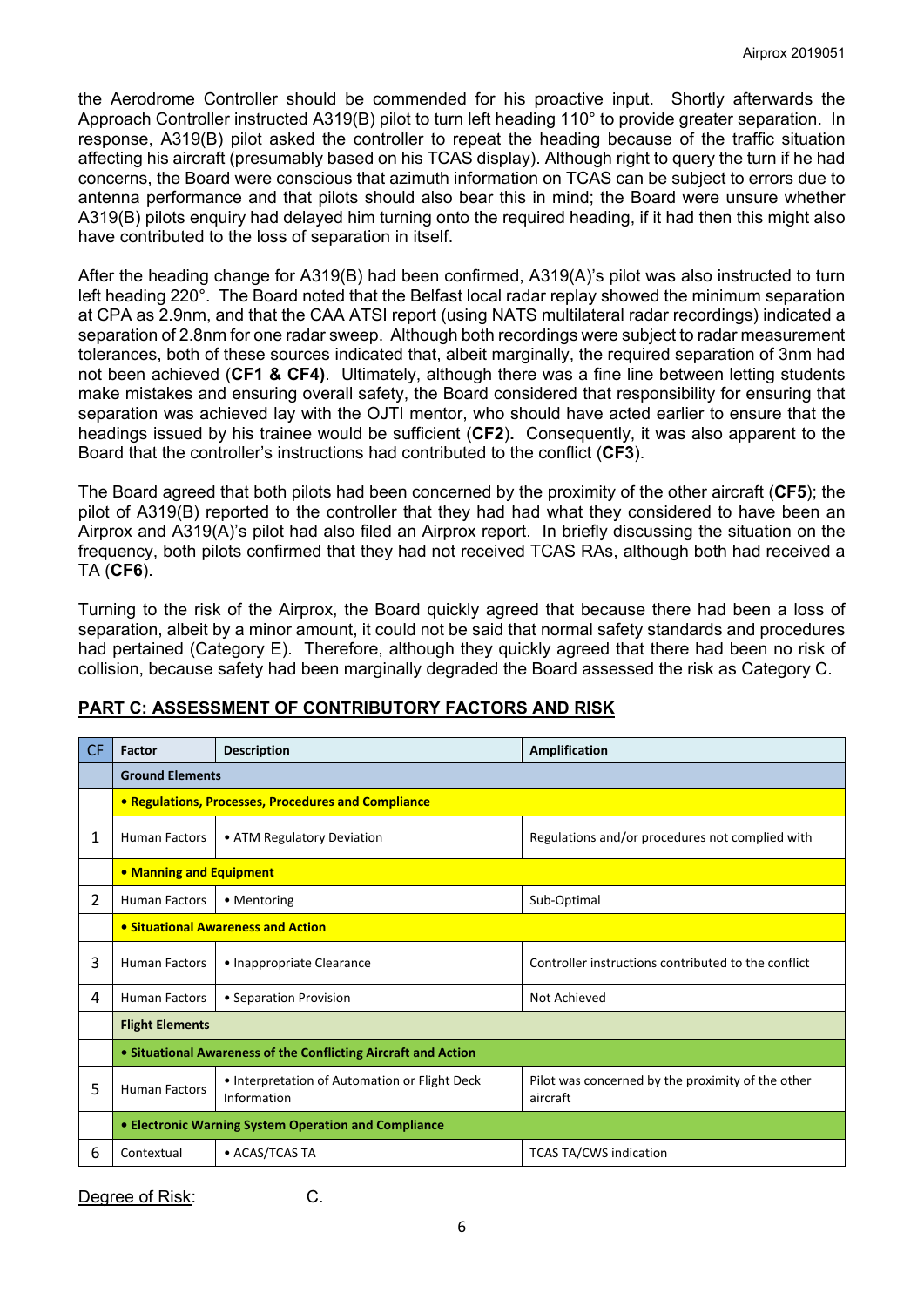the Aerodrome Controller should be commended for his proactive input. Shortly afterwards the Approach Controller instructed A319(B) pilot to turn left heading 110° to provide greater separation. In response, A319(B) pilot asked the controller to repeat the heading because of the traffic situation affecting his aircraft (presumably based on his TCAS display). Although right to query the turn if he had concerns, the Board were conscious that azimuth information on TCAS can be subject to errors due to antenna performance and that pilots should also bear this in mind; the Board were unsure whether A319(B) pilots enquiry had delayed him turning onto the required heading, if it had then this might also have contributed to the loss of separation in itself.

After the heading change for A319(B) had been confirmed, A319(A)'s pilot was also instructed to turn left heading 220°. The Board noted that the Belfast local radar replay showed the minimum separation at CPA as 2.9nm, and that the CAA ATSI report (using NATS multilateral radar recordings) indicated a separation of 2.8nm for one radar sweep. Although both recordings were subject to radar measurement tolerances, both of these sources indicated that, albeit marginally, the required separation of 3nm had not been achieved (**CF1 & CF4**). Ultimately, although there was a fine line between letting students make mistakes and ensuring overall safety, the Board considered that responsibility for ensuring that separation was achieved lay with the OJTI mentor, who should have acted earlier to ensure that the headings issued by his trainee would be sufficient (**CF2**). Consequently, it was also apparent to the Board that the controller's instructions had contributed to the conflict (**CF3**).

The Board agreed that both pilots had been concerned by the proximity of the other aircraft (**CF5**); the pilot of A319(B) reported to the controller that they had had what they considered to have been an Airprox and A319(A)'s pilot had also filed an Airprox report. In briefly discussing the situation on the frequency, both pilots confirmed that they had not received TCAS RAs, although both had received a TA (**CF6**).

Turning to the risk of the Airprox, the Board quickly agreed that because there had been a loss of separation, albeit by a minor amount, it could not be said that normal safety standards and procedures had pertained (Category E). Therefore, although they quickly agreed that there had been no risk of collision, because safety had been marginally degraded the Board assessed the risk as Category C.

## PART C: ASSESSMENT OF CONTRIBUTORY FACTORS AND RISK

| CF | Factor | Description | Amplification |
|---|---|---|---|
| | **Ground Elements** | | |
| | **• Regulations, Processes, Procedures and Compliance** | | |
| 1 | Human Factors | • ATM Regulatory Deviation | Regulations and/or procedures not complied with |
| | **• Manning and Equipment** | | |
| 2 | Human Factors | • Mentoring | Sub-Optimal |
| | **• Situational Awareness and Action** | | |
| 3 | Human Factors | • Inappropriate Clearance | Controller instructions contributed to the conflict |
| 4 | Human Factors | • Separation Provision | Not Achieved |
| | **Flight Elements** | | |
| | **• Situational Awareness of the Conflicting Aircraft and Action** | | |
| 5 | Human Factors | • Interpretation of Automation or Flight Deck Information | Pilot was concerned by the proximity of the other aircraft |
| | **• Electronic Warning System Operation and Compliance** | | |
| 6 | Contextual | • ACAS/TCAS TA | TCAS TA/CWS indication |

Degree of Risk: C.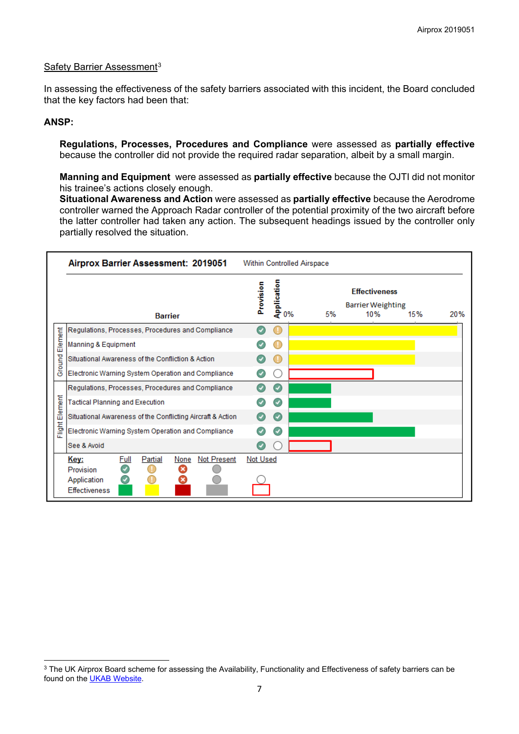Safety Barrier Assessment[3]

In assessing the effectiveness of the safety barriers associated with this incident, the Board concluded that the key factors had been that:

**ANSP:**

**Regulations, Processes, Procedures and Compliance** were assessed as **partially effective** because the controller did not provide the required radar separation, albeit by a small margin.

**Manning and Equipment** were assessed as **partially effective** because the OJTI did not monitor his trainee's actions closely enough.

**Situational Awareness and Action** were assessed as **partially effective** because the Aerodrome controller warned the Approach Radar controller of the potential proximity of the two aircraft before the latter controller had taken any action. The subsequent headings issued by the controller only partially resolved the situation.

**Airprox Barrier Assessment: 2019051**

Within Controlled Airspace

Barrier

Provision

Application

Effectiveness

Barrier Weighting

0%

5%

10%

15%

20%

Ground Element

Regulations, Processes, Procedures and Compliance

Manning & Equipment

Situational Awareness of the Confliction & Action

Electronic Warning System Operation and Compliance

Flight Element

Regulations, Processes, Procedures and Compliance

Tactical Planning and Execution

Situational Awareness of the Conflicting Aircraft & Action

Electronic Warning System Operation and Compliance

See & Avoid

Key: Full Partial None Not Present Not Used

Provision

Application

Effectiveness

[3] The UK Airprox Board scheme for assessing the Availability, Functionality and Effectiveness of safety barriers can be found on the UKAB Website.